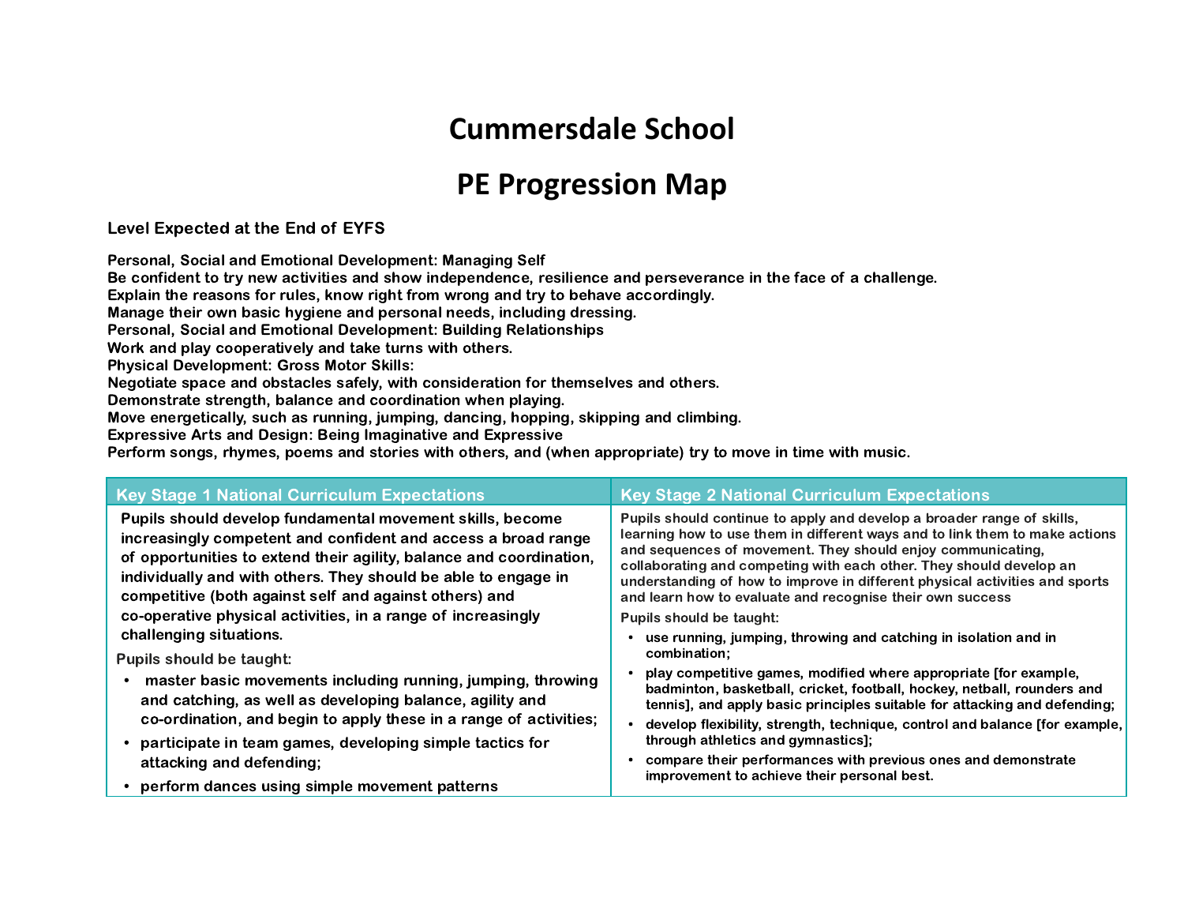# Cummersdale School

# PE Progression Map

**Level Expected at the End of EYFS**

**Personal, Social and Emotional Development: Managing Self**
**Be confident to try new activities and show independence, resilience and perseverance in the face of a challenge.**
**Explain the reasons for rules, know right from wrong and try to behave accordingly.**
**Manage their own basic hygiene and personal needs, including dressing.**
**Personal, Social and Emotional Development: Building Relationships**
**Work and play cooperatively and take turns with others.**
**Physical Development: Gross Motor Skills:**
**Negotiate space and obstacles safely, with consideration for themselves and others.**
**Demonstrate strength, balance and coordination when playing.**
**Move energetically, such as running, jumping, dancing, hopping, skipping and climbing.**
**Expressive Arts and Design: Being Imaginative and Expressive**
**Perform songs, rhymes, poems and stories with others, and (when appropriate) try to move in time with music.**

| Key Stage 1 National Curriculum Expectations | Key Stage 2 National Curriculum Expectations |
|---|---|
| Pupils should develop fundamental movement skills, become increasingly competent and confident and access a broad range of opportunities to extend their agility, balance and coordination, individually and with others. They should be able to engage in competitive (both against self and against others) and co-operative physical activities, in a range of increasingly challenging situations.<br><br>Pupils should be taught:<br>• master basic movements including running, jumping, throwing and catching, as well as developing balance, agility and co-ordination, and begin to apply these in a range of activities;<br>• participate in team games, developing simple tactics for attacking and defending;<br>• perform dances using simple movement patterns | Pupils should continue to apply and develop a broader range of skills, learning how to use them in different ways and to link them to make actions and sequences of movement. They should enjoy communicating, collaborating and competing with each other. They should develop an understanding of how to improve in different physical activities and sports and learn how to evaluate and recognise their own success<br><br>Pupils should be taught:<br>• use running, jumping, throwing and catching in isolation and in combination;<br>• play competitive games, modified where appropriate [for example, badminton, basketball, cricket, football, hockey, netball, rounders and tennis], and apply basic principles suitable for attacking and defending;<br>• develop flexibility, strength, technique, control and balance [for example, through athletics and gymnastics];<br>• compare their performances with previous ones and demonstrate improvement to achieve their personal best. |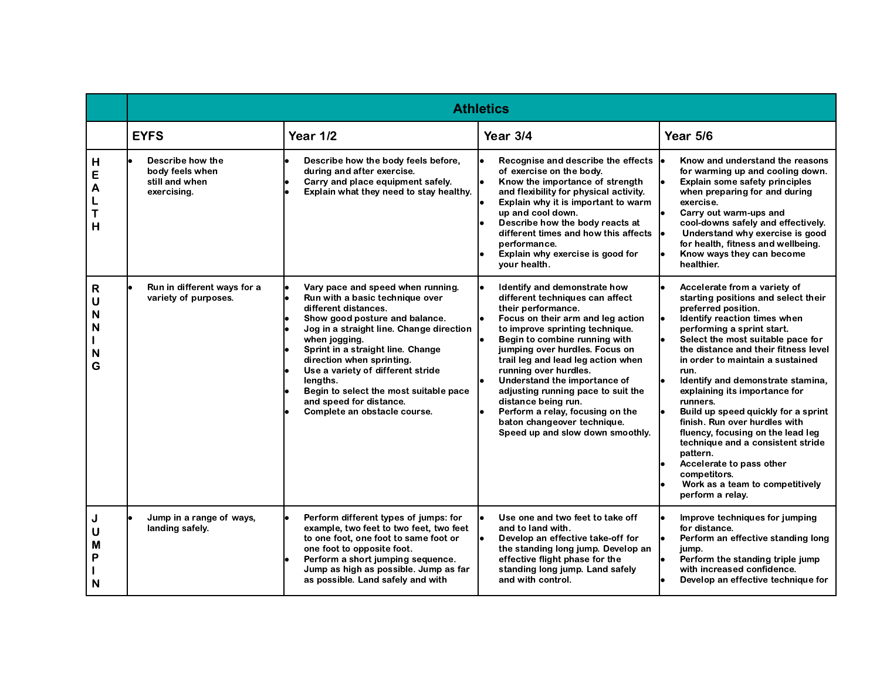| | Athletics | | | |
|---|---|---|---|---|
| | **EYFS** | **Year 1/2** | **Year 3/4** | **Year 5/6** |
| **HEALTH** | • Describe how the body feels when still and when exercising. | • Describe how the body feels before, during and after exercise.<br>• Carry and place equipment safely.<br>• Explain what they need to stay healthy. | • Recognise and describe the effects of exercise on the body.<br>• Know the importance of strength and flexibility for physical activity.<br>• Explain why it is important to warm up and cool down.<br>• Describe how the body reacts at different times and how this affects performance.<br>• Explain why exercise is good for your health. | • Know and understand the reasons for warming up and cooling down.<br>• Explain some safety principles when preparing for and during exercise.<br>• Carry out warm-ups and cool-downs safely and effectively.<br>• Understand why exercise is good for health, fitness and wellbeing.<br>• Know ways they can become healthier. |
| **RUNNING** | • Run in different ways for a variety of purposes. | • Vary pace and speed when running.<br>• Run with a basic technique over different distances.<br>• Show good posture and balance.<br>• Jog in a straight line. Change direction when jogging.<br>• Sprint in a straight line. Change direction when sprinting.<br>• Use a variety of different stride lengths.<br>• Begin to select the most suitable pace and speed for distance.<br>• Complete an obstacle course. | • Identify and demonstrate how different techniques can affect their performance.<br>• Focus on their arm and leg action to improve sprinting technique.<br>• Begin to combine running with jumping over hurdles. Focus on trail leg and lead leg action when running over hurdles.<br>• Understand the importance of adjusting running pace to suit the distance being run.<br>• Perform a relay, focusing on the baton changeover technique. Speed up and slow down smoothly. | • Accelerate from a variety of starting positions and select their preferred position.<br>• Identify reaction times when performing a sprint start.<br>• Select the most suitable pace for the distance and their fitness level in order to maintain a sustained run.<br>• Identify and demonstrate stamina, explaining its importance for runners.<br>• Build up speed quickly for a sprint finish. Run over hurdles with fluency, focusing on the lead leg technique and a consistent stride pattern.<br>• Accelerate to pass other competitors.<br>• Work as a team to competitively perform a relay. |
| **JUMPIN** | • Jump in a range of ways, landing safely. | • Perform different types of jumps: for example, two feet to two feet, two feet to one foot, one foot to same foot or one foot to opposite foot.<br>• Perform a short jumping sequence. Jump as high as possible. Jump as far as possible. Land safely and with | • Use one and two feet to take off and to land with.<br>• Develop an effective take-off for the standing long jump. Develop an effective flight phase for the standing long jump. Land safely and with control. | • Improve techniques for jumping for distance.<br>• Perform an effective standing long jump.<br>• Perform the standing triple jump with increased confidence.<br>• Develop an effective technique for |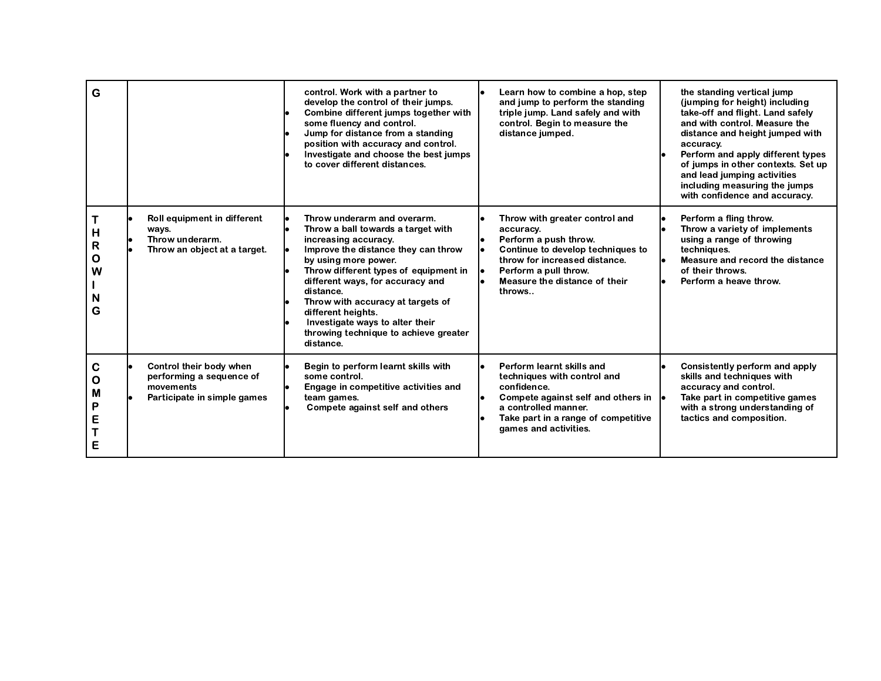| | | | | |
|---|---|---|---|---|
| G | | control. Work with a partner to develop the control of their jumps.<br>• Combine different jumps together with some fluency and control.<br>• Jump for distance from a standing position with accuracy and control.<br>• Investigate and choose the best jumps to cover different distances. | • Learn how to combine a hop, step and jump to perform the standing triple jump. Land safely and with control. Begin to measure the distance jumped. | the standing vertical jump (jumping for height) including take-off and flight. Land safely and with control. Measure the distance and height jumped with accuracy.<br>• Perform and apply different types of jumps in other contexts. Set up and lead jumping activities including measuring the jumps with confidence and accuracy. |
| THROWING | • Roll equipment in different ways.<br>• Throw underarm.<br>• Throw an object at a target. | • Throw underarm and overarm.<br>• Throw a ball towards a target with increasing accuracy.<br>• Improve the distance they can throw by using more power.<br>• Throw different types of equipment in different ways, for accuracy and distance.<br>• Throw with accuracy at targets of different heights.<br>• Investigate ways to alter their throwing technique to achieve greater distance. | • Throw with greater control and accuracy.<br>• Perform a push throw.<br>• Continue to develop techniques to throw for increased distance.<br>• Perform a pull throw.<br>• Measure the distance of their throws.. | • Perform a fling throw.<br>• Throw a variety of implements using a range of throwing techniques.<br>• Measure and record the distance of their throws.<br>• Perform a heave throw. |
| COMPETE | • Control their body when performing a sequence of movements<br>• Participate in simple games | • Begin to perform learnt skills with some control.<br>• Engage in competitive activities and team games.<br>• Compete against self and others | • Perform learnt skills and techniques with control and confidence.<br>• Compete against self and others in a controlled manner.<br>• Take part in a range of competitive games and activities. | • Consistently perform and apply skills and techniques with accuracy and control.<br>• Take part in competitive games with a strong understanding of tactics and composition. |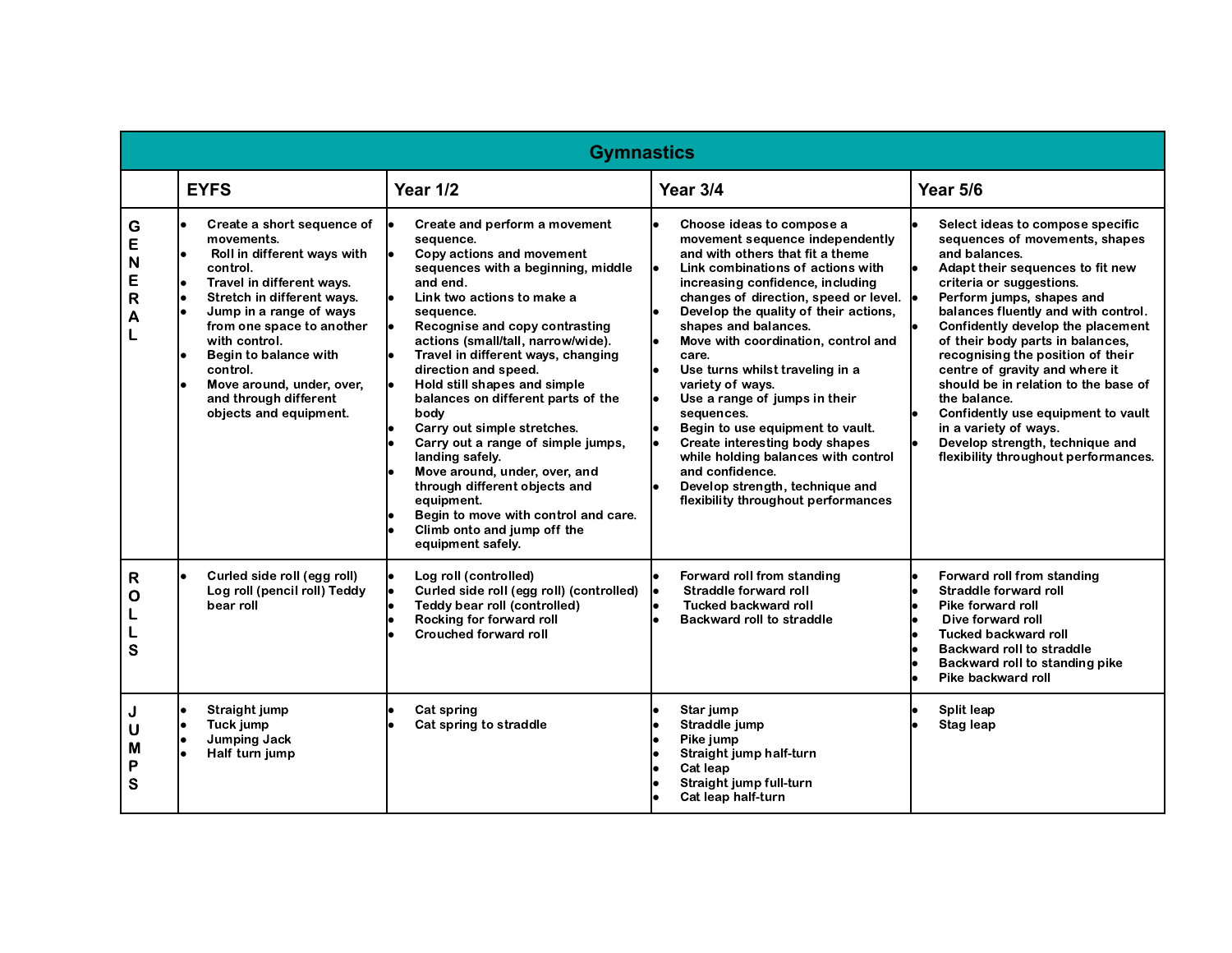| Gymnastics | | | | |
|---|---|---|---|---|
| | **EYFS** | **Year 1/2** | **Year 3/4** | **Year 5/6** |
| **GENERAL** | • Create a short sequence of movements.<br>• Roll in different ways with control.<br>• Travel in different ways.<br>• Stretch in different ways.<br>• Jump in a range of ways from one space to another with control.<br>• Begin to balance with control.<br>• Move around, under, over, and through different objects and equipment. | • Create and perform a movement sequence.<br>• Copy actions and movement sequences with a beginning, middle and end.<br>• Link two actions to make a sequence.<br>• Recognise and copy contrasting actions (small/tall, narrow/wide).<br>• Travel in different ways, changing direction and speed.<br>• Hold still shapes and simple balances on different parts of the body<br>• Carry out simple stretches.<br>• Carry out a range of simple jumps, landing safely.<br>• Move around, under, over, and through different objects and equipment.<br>• Begin to move with control and care.<br>• Climb onto and jump off the equipment safely. | • Choose ideas to compose a movement sequence independently and with others that fit a theme<br>• Link combinations of actions with increasing confidence, including changes of direction, speed or level.<br>• Develop the quality of their actions, shapes and balances.<br>• Move with coordination, control and care.<br>• Use turns whilst traveling in a variety of ways.<br>• Use a range of jumps in their sequences.<br>• Begin to use equipment to vault.<br>• Create interesting body shapes while holding balances with control and confidence.<br>• Develop strength, technique and flexibility throughout performances | • Select ideas to compose specific sequences of movements, shapes and balances.<br>• Adapt their sequences to fit new criteria or suggestions.<br>• Perform jumps, shapes and balances fluently and with control.<br>• Confidently develop the placement of their body parts in balances, recognising the position of their centre of gravity and where it should be in relation to the base of the balance.<br>• Confidently use equipment to vault in a variety of ways.<br>• Develop strength, technique and flexibility throughout performances. |
| **ROLLS** | • Curled side roll (egg roll) Log roll (pencil roll) Teddy bear roll | • Log roll (controlled)<br>• Curled side roll (egg roll) (controlled)<br>• Teddy bear roll (controlled)<br>• Rocking for forward roll<br>• Crouched forward roll | • Forward roll from standing<br>• Straddle forward roll<br>• Tucked backward roll<br>• Backward roll to straddle | • Forward roll from standing<br>• Straddle forward roll<br>• Pike forward roll<br>• Dive forward roll<br>• Tucked backward roll<br>• Backward roll to straddle<br>• Backward roll to standing pike<br>• Pike backward roll |
| **JUMPS** | • Straight jump<br>• Tuck jump<br>• Jumping Jack<br>• Half turn jump | • Cat spring<br>• Cat spring to straddle | • Star jump<br>• Straddle jump<br>• Pike jump<br>• Straight jump half-turn<br>• Cat leap<br>• Straight jump full-turn<br>• Cat leap half-turn | • Split leap<br>• Stag leap |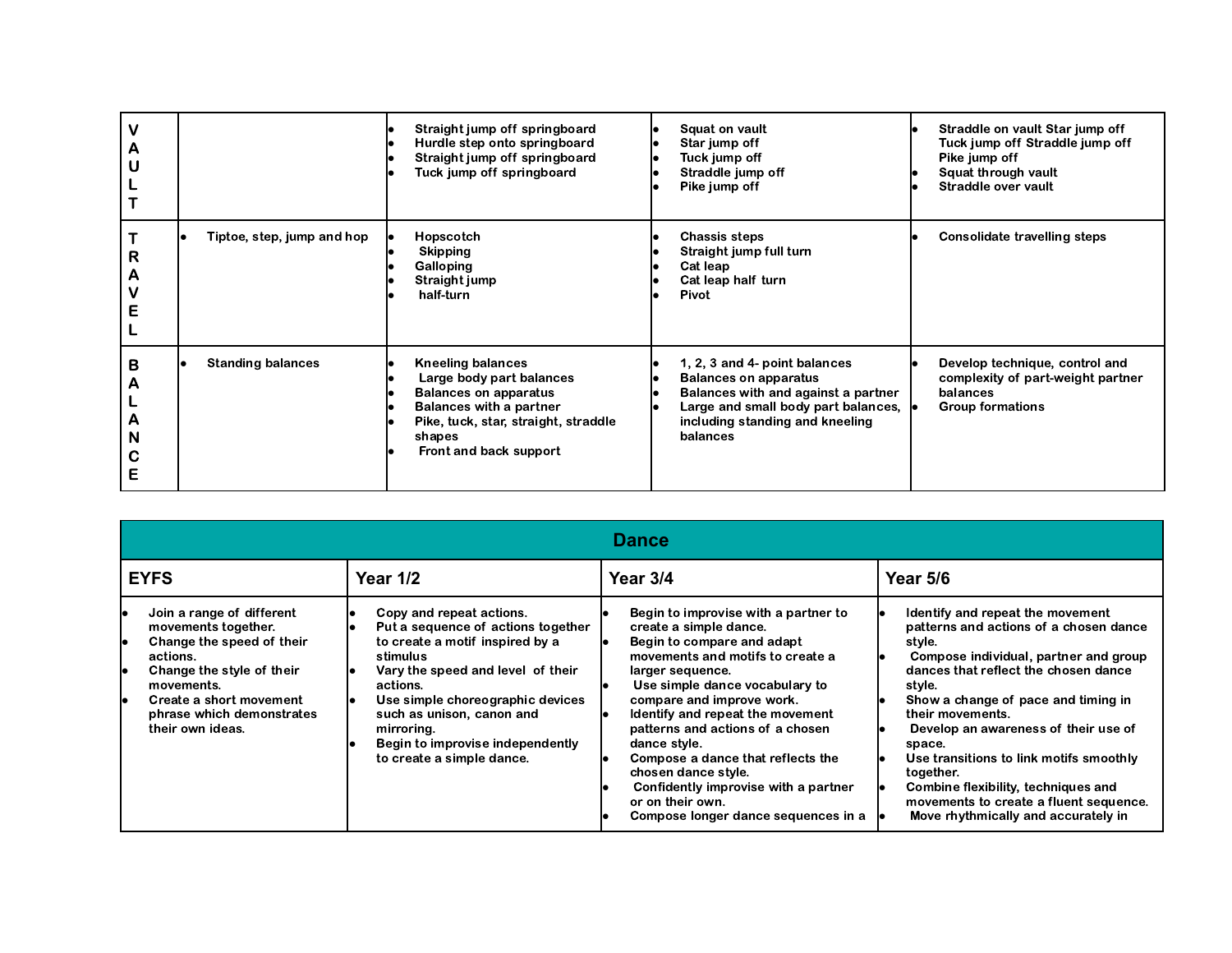| | | | | |
|---|---|---|---|---|
| VAULT | | • Straight jump off springboard<br>• Hurdle step onto springboard<br>• Straight jump off springboard<br>• Tuck jump off springboard | • Squat on vault<br>• Star jump off<br>• Tuck jump off<br>• Straddle jump off<br>• Pike jump off | • Straddle on vault Star jump off Tuck jump off Straddle jump off Pike jump off<br>• Squat through vault<br>• Straddle over vault |
| TRAVEL | • Tiptoe, step, jump and hop | • Hopscotch<br>• Skipping<br>• Galloping<br>• Straight jump<br>• half-turn | • Chassis steps<br>• Straight jump full turn<br>• Cat leap<br>• Cat leap half turn<br>• Pivot | • Consolidate travelling steps |
| BALANCE | • Standing balances | • Kneeling balances<br>• Large body part balances<br>• Balances on apparatus<br>• Balances with a partner<br>• Pike, tuck, star, straight, straddle shapes<br>• Front and back support | • 1, 2, 3 and 4- point balances<br>• Balances on apparatus<br>• Balances with and against a partner<br>• Large and small body part balances, including standing and kneeling balances | • Develop technique, control and complexity of part-weight partner balances<br>• Group formations |

| Dance | | | |
|---|---|---|---|
| **EYFS** | **Year 1/2** | **Year 3/4** | **Year 5/6** |
| • Join a range of different movements together.<br>• Change the speed of their actions.<br>• Change the style of their movements.<br>• Create a short movement phrase which demonstrates their own ideas. | • Copy and repeat actions.<br>• Put a sequence of actions together to create a motif inspired by a stimulus<br>• Vary the speed and level of their actions.<br>• Use simple choreographic devices such as unison, canon and mirroring.<br>• Begin to improvise independently to create a simple dance. | • Begin to improvise with a partner to create a simple dance.<br>• Begin to compare and adapt movements and motifs to create a larger sequence.<br>• Use simple dance vocabulary to compare and improve work.<br>• Identify and repeat the movement patterns and actions of a chosen dance style.<br>• Compose a dance that reflects the chosen dance style.<br>• Confidently improvise with a partner or on their own.<br>• Compose longer dance sequences in a | • Identify and repeat the movement patterns and actions of a chosen dance style.<br>• Compose individual, partner and group dances that reflect the chosen dance style.<br>• Show a change of pace and timing in their movements.<br>• Develop an awareness of their use of space.<br>• Use transitions to link motifs smoothly together.<br>• Combine flexibility, techniques and movements to create a fluent sequence.<br>• Move rhythmically and accurately in |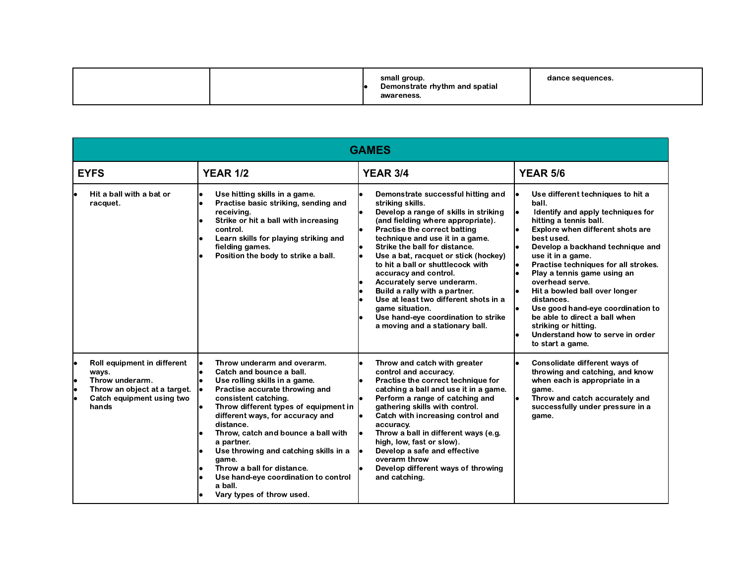| | | | |
|---|---|---|---|
| | | small group.<br>• Demonstrate rhythm and spatial awareness. | dance sequences. |

| GAMES | | | |
|---|---|---|---|
| **EYFS** | **YEAR 1/2** | **YEAR 3/4** | **YEAR 5/6** |
| • Hit a ball with a bat or racquet. | • Use hitting skills in a game.<br>• Practise basic striking, sending and receiving.<br>• Strike or hit a ball with increasing control.<br>• Learn skills for playing striking and fielding games.<br>• Position the body to strike a ball. | • Demonstrate successful hitting and striking skills.<br>• Develop a range of skills in striking (and fielding where appropriate).<br>• Practise the correct batting technique and use it in a game.<br>• Strike the ball for distance.<br>• Use a bat, racquet or stick (hockey) to hit a ball or shuttlecock with accuracy and control.<br>• Accurately serve underarm.<br>• Build a rally with a partner.<br>• Use at least two different shots in a game situation.<br>• Use hand-eye coordination to strike a moving and a stationary ball. | • Use different techniques to hit a ball.<br>• Identify and apply techniques for hitting a tennis ball.<br>• Explore when different shots are best used.<br>• Develop a backhand technique and use it in a game.<br>• Practise techniques for all strokes.<br>• Play a tennis game using an overhead serve.<br>• Hit a bowled ball over longer distances.<br>• Use good hand-eye coordination to be able to direct a ball when striking or hitting.<br>• Understand how to serve in order to start a game. |
| • Roll equipment in different ways.<br>• Throw underarm.<br>• Throw an object at a target.<br>• Catch equipment using two hands | • Throw underarm and overarm.<br>• Catch and bounce a ball.<br>• Use rolling skills in a game.<br>• Practise accurate throwing and consistent catching.<br>• Throw different types of equipment in different ways, for accuracy and distance.<br>• Throw, catch and bounce a ball with a partner.<br>• Use throwing and catching skills in a game.<br>• Throw a ball for distance.<br>• Use hand-eye coordination to control a ball.<br>• Vary types of throw used. | • Throw and catch with greater control and accuracy.<br>• Practise the correct technique for catching a ball and use it in a game.<br>• Perform a range of catching and gathering skills with control.<br>• Catch with increasing control and accuracy.<br>• Throw a ball in different ways (e.g. high, low, fast or slow).<br>• Develop a safe and effective overarm throw<br>• Develop different ways of throwing and catching. | • Consolidate different ways of throwing and catching, and know when each is appropriate in a game.<br>• Throw and catch accurately and successfully under pressure in a game. |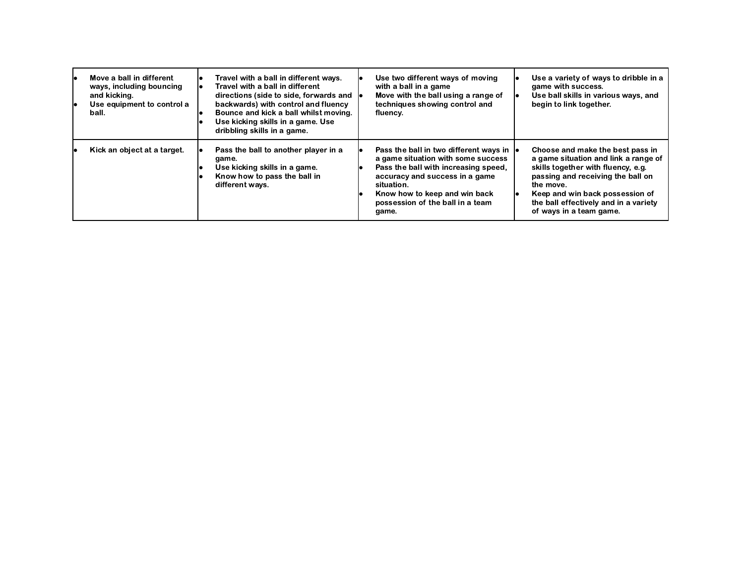| | | | |
|---|---|---|---|
| • Move a ball in different ways, including bouncing and kicking.<br>• Use equipment to control a ball. | • Travel with a ball in different ways.<br>• Travel with a ball in different directions (side to side, forwards and backwards) with control and fluency<br>• Bounce and kick a ball whilst moving.<br>• Use kicking skills in a game. Use dribbling skills in a game. | • Use two different ways of moving with a ball in a game<br>• Move with the ball using a range of techniques showing control and fluency. | • Use a variety of ways to dribble in a game with success.<br>• Use ball skills in various ways, and begin to link together. |
| • Kick an object at a target. | • Pass the ball to another player in a game.<br>• Use kicking skills in a game.<br>• Know how to pass the ball in different ways. | • Pass the ball in two different ways in a game situation with some success<br>• Pass the ball with increasing speed, accuracy and success in a game situation.<br>• Know how to keep and win back possession of the ball in a team game. | • Choose and make the best pass in a game situation and link a range of skills together with fluency, e.g. passing and receiving the ball on the move.<br>• Keep and win back possession of the ball effectively and in a variety of ways in a team game. |